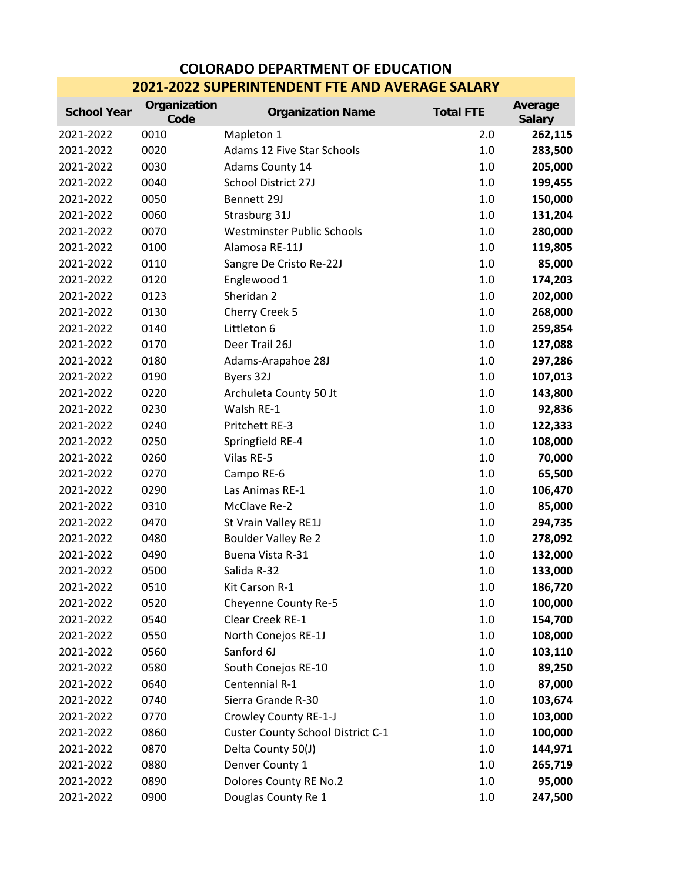# COLORADO DEPARTMENT OF EDUCATION

## 2021-2022 SUPERINTENDENT FTE AND AVERAGE SALARY

| School Year | Organization Code | Organization Name | Total FTE | Average Salary |
|---|---|---|---|---|
| 2021-2022 | 0010 | Mapleton 1 | 2.0 | **262,115** |
| 2021-2022 | 0020 | Adams 12 Five Star Schools | 1.0 | **283,500** |
| 2021-2022 | 0030 | Adams County 14 | 1.0 | **205,000** |
| 2021-2022 | 0040 | School District 27J | 1.0 | **199,455** |
| 2021-2022 | 0050 | Bennett 29J | 1.0 | **150,000** |
| 2021-2022 | 0060 | Strasburg 31J | 1.0 | **131,204** |
| 2021-2022 | 0070 | Westminster Public Schools | 1.0 | **280,000** |
| 2021-2022 | 0100 | Alamosa RE-11J | 1.0 | **119,805** |
| 2021-2022 | 0110 | Sangre De Cristo Re-22J | 1.0 | **85,000** |
| 2021-2022 | 0120 | Englewood 1 | 1.0 | **174,203** |
| 2021-2022 | 0123 | Sheridan 2 | 1.0 | **202,000** |
| 2021-2022 | 0130 | Cherry Creek 5 | 1.0 | **268,000** |
| 2021-2022 | 0140 | Littleton 6 | 1.0 | **259,854** |
| 2021-2022 | 0170 | Deer Trail 26J | 1.0 | **127,088** |
| 2021-2022 | 0180 | Adams-Arapahoe 28J | 1.0 | **297,286** |
| 2021-2022 | 0190 | Byers 32J | 1.0 | **107,013** |
| 2021-2022 | 0220 | Archuleta County 50 Jt | 1.0 | **143,800** |
| 2021-2022 | 0230 | Walsh RE-1 | 1.0 | **92,836** |
| 2021-2022 | 0240 | Pritchett RE-3 | 1.0 | **122,333** |
| 2021-2022 | 0250 | Springfield RE-4 | 1.0 | **108,000** |
| 2021-2022 | 0260 | Vilas RE-5 | 1.0 | **70,000** |
| 2021-2022 | 0270 | Campo RE-6 | 1.0 | **65,500** |
| 2021-2022 | 0290 | Las Animas RE-1 | 1.0 | **106,470** |
| 2021-2022 | 0310 | McClave Re-2 | 1.0 | **85,000** |
| 2021-2022 | 0470 | St Vrain Valley RE1J | 1.0 | **294,735** |
| 2021-2022 | 0480 | Boulder Valley Re 2 | 1.0 | **278,092** |
| 2021-2022 | 0490 | Buena Vista R-31 | 1.0 | **132,000** |
| 2021-2022 | 0500 | Salida R-32 | 1.0 | **133,000** |
| 2021-2022 | 0510 | Kit Carson R-1 | 1.0 | **186,720** |
| 2021-2022 | 0520 | Cheyenne County Re-5 | 1.0 | **100,000** |
| 2021-2022 | 0540 | Clear Creek RE-1 | 1.0 | **154,700** |
| 2021-2022 | 0550 | North Conejos RE-1J | 1.0 | **108,000** |
| 2021-2022 | 0560 | Sanford 6J | 1.0 | **103,110** |
| 2021-2022 | 0580 | South Conejos RE-10 | 1.0 | **89,250** |
| 2021-2022 | 0640 | Centennial R-1 | 1.0 | **87,000** |
| 2021-2022 | 0740 | Sierra Grande R-30 | 1.0 | **103,674** |
| 2021-2022 | 0770 | Crowley County RE-1-J | 1.0 | **103,000** |
| 2021-2022 | 0860 | Custer County School District C-1 | 1.0 | **100,000** |
| 2021-2022 | 0870 | Delta County 50(J) | 1.0 | **144,971** |
| 2021-2022 | 0880 | Denver County 1 | 1.0 | **265,719** |
| 2021-2022 | 0890 | Dolores County RE No.2 | 1.0 | **95,000** |
| 2021-2022 | 0900 | Douglas County Re 1 | 1.0 | **247,500** |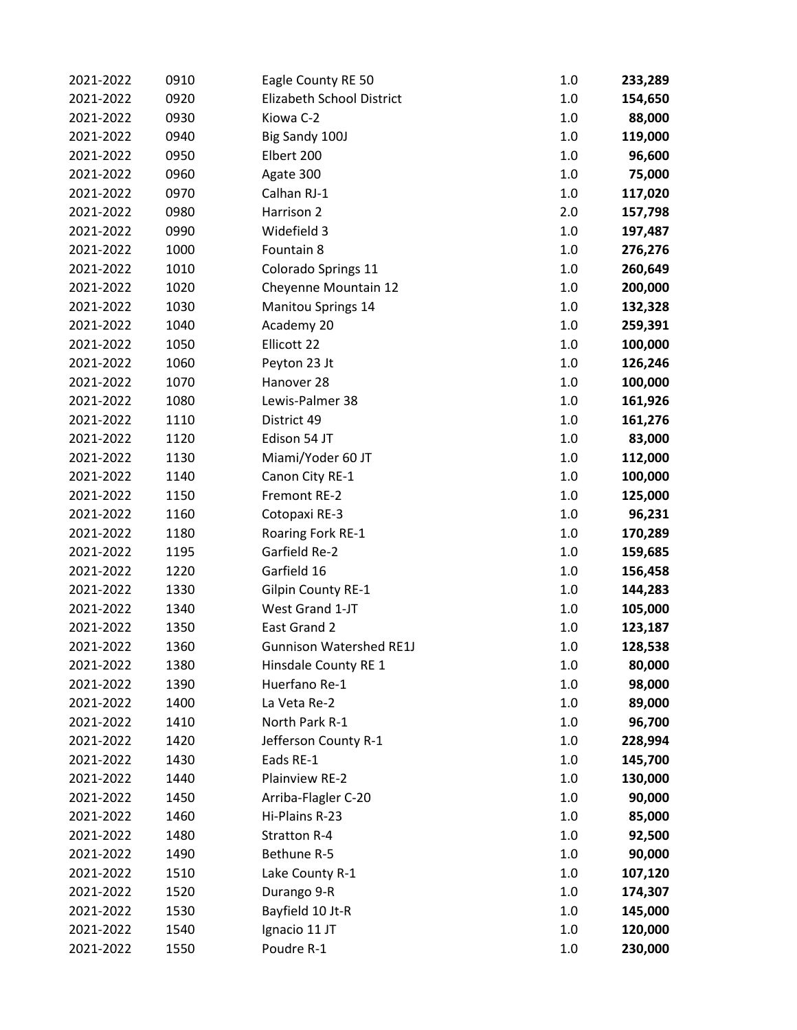| | | | | |
|---|---|---|---|---|
| 2021-2022 | 0910 | Eagle County RE 50 | 1.0 | **233,289** |
| 2021-2022 | 0920 | Elizabeth School District | 1.0 | **154,650** |
| 2021-2022 | 0930 | Kiowa C-2 | 1.0 | **88,000** |
| 2021-2022 | 0940 | Big Sandy 100J | 1.0 | **119,000** |
| 2021-2022 | 0950 | Elbert 200 | 1.0 | **96,600** |
| 2021-2022 | 0960 | Agate 300 | 1.0 | **75,000** |
| 2021-2022 | 0970 | Calhan RJ-1 | 1.0 | **117,020** |
| 2021-2022 | 0980 | Harrison 2 | 2.0 | **157,798** |
| 2021-2022 | 0990 | Widefield 3 | 1.0 | **197,487** |
| 2021-2022 | 1000 | Fountain 8 | 1.0 | **276,276** |
| 2021-2022 | 1010 | Colorado Springs 11 | 1.0 | **260,649** |
| 2021-2022 | 1020 | Cheyenne Mountain 12 | 1.0 | **200,000** |
| 2021-2022 | 1030 | Manitou Springs 14 | 1.0 | **132,328** |
| 2021-2022 | 1040 | Academy 20 | 1.0 | **259,391** |
| 2021-2022 | 1050 | Ellicott 22 | 1.0 | **100,000** |
| 2021-2022 | 1060 | Peyton 23 Jt | 1.0 | **126,246** |
| 2021-2022 | 1070 | Hanover 28 | 1.0 | **100,000** |
| 2021-2022 | 1080 | Lewis-Palmer 38 | 1.0 | **161,926** |
| 2021-2022 | 1110 | District 49 | 1.0 | **161,276** |
| 2021-2022 | 1120 | Edison 54 JT | 1.0 | **83,000** |
| 2021-2022 | 1130 | Miami/Yoder 60 JT | 1.0 | **112,000** |
| 2021-2022 | 1140 | Canon City RE-1 | 1.0 | **100,000** |
| 2021-2022 | 1150 | Fremont RE-2 | 1.0 | **125,000** |
| 2021-2022 | 1160 | Cotopaxi RE-3 | 1.0 | **96,231** |
| 2021-2022 | 1180 | Roaring Fork RE-1 | 1.0 | **170,289** |
| 2021-2022 | 1195 | Garfield Re-2 | 1.0 | **159,685** |
| 2021-2022 | 1220 | Garfield 16 | 1.0 | **156,458** |
| 2021-2022 | 1330 | Gilpin County RE-1 | 1.0 | **144,283** |
| 2021-2022 | 1340 | West Grand 1-JT | 1.0 | **105,000** |
| 2021-2022 | 1350 | East Grand 2 | 1.0 | **123,187** |
| 2021-2022 | 1360 | Gunnison Watershed RE1J | 1.0 | **128,538** |
| 2021-2022 | 1380 | Hinsdale County RE 1 | 1.0 | **80,000** |
| 2021-2022 | 1390 | Huerfano Re-1 | 1.0 | **98,000** |
| 2021-2022 | 1400 | La Veta Re-2 | 1.0 | **89,000** |
| 2021-2022 | 1410 | North Park R-1 | 1.0 | **96,700** |
| 2021-2022 | 1420 | Jefferson County R-1 | 1.0 | **228,994** |
| 2021-2022 | 1430 | Eads RE-1 | 1.0 | **145,700** |
| 2021-2022 | 1440 | Plainview RE-2 | 1.0 | **130,000** |
| 2021-2022 | 1450 | Arriba-Flagler C-20 | 1.0 | **90,000** |
| 2021-2022 | 1460 | Hi-Plains R-23 | 1.0 | **85,000** |
| 2021-2022 | 1480 | Stratton R-4 | 1.0 | **92,500** |
| 2021-2022 | 1490 | Bethune R-5 | 1.0 | **90,000** |
| 2021-2022 | 1510 | Lake County R-1 | 1.0 | **107,120** |
| 2021-2022 | 1520 | Durango 9-R | 1.0 | **174,307** |
| 2021-2022 | 1530 | Bayfield 10 Jt-R | 1.0 | **145,000** |
| 2021-2022 | 1540 | Ignacio 11 JT | 1.0 | **120,000** |
| 2021-2022 | 1550 | Poudre R-1 | 1.0 | **230,000** |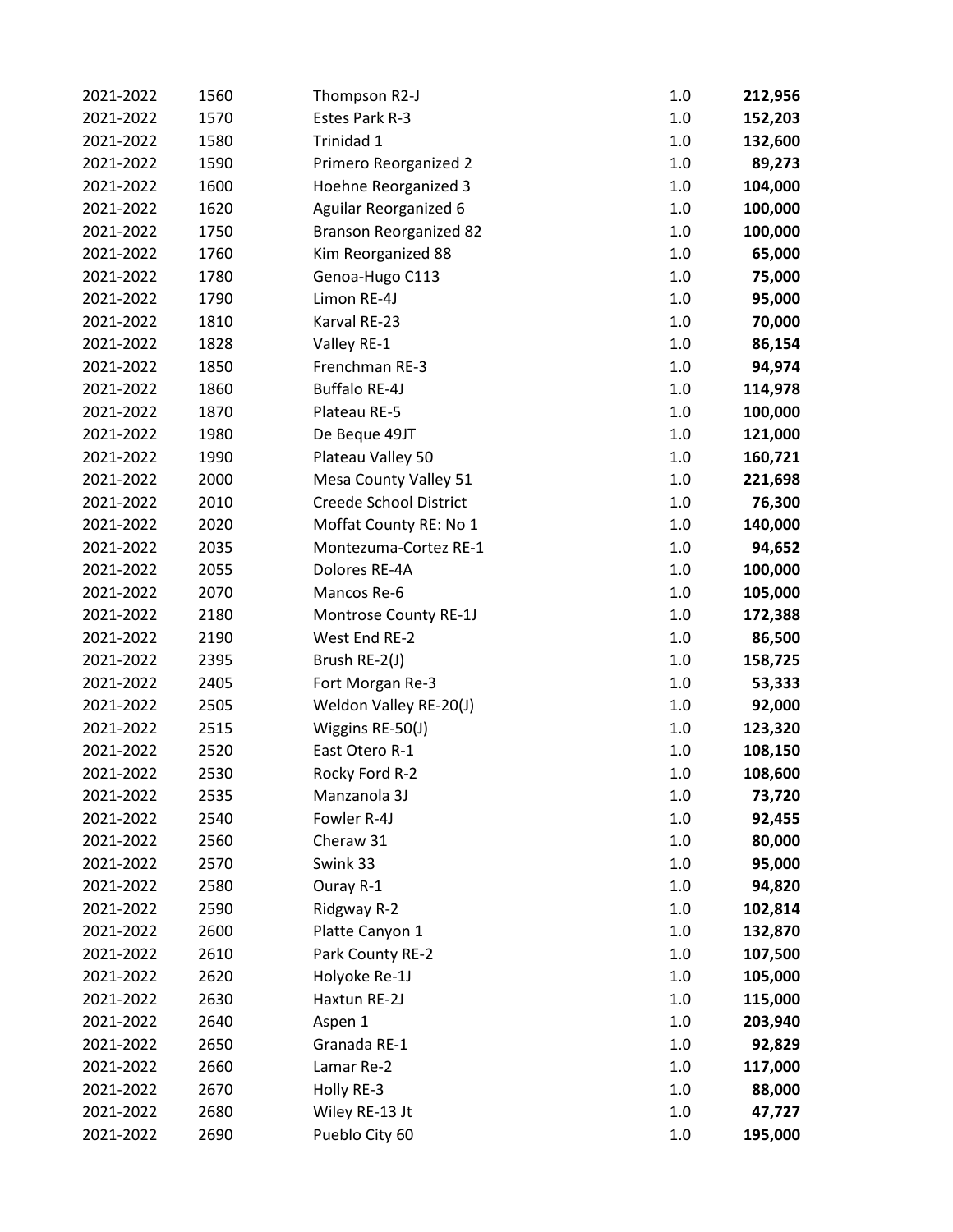| | | | | |
|---|---|---|---|---|
| 2021-2022 | 1560 | Thompson R2-J | 1.0 | **212,956** |
| 2021-2022 | 1570 | Estes Park R-3 | 1.0 | **152,203** |
| 2021-2022 | 1580 | Trinidad 1 | 1.0 | **132,600** |
| 2021-2022 | 1590 | Primero Reorganized 2 | 1.0 | **89,273** |
| 2021-2022 | 1600 | Hoehne Reorganized 3 | 1.0 | **104,000** |
| 2021-2022 | 1620 | Aguilar Reorganized 6 | 1.0 | **100,000** |
| 2021-2022 | 1750 | Branson Reorganized 82 | 1.0 | **100,000** |
| 2021-2022 | 1760 | Kim Reorganized 88 | 1.0 | **65,000** |
| 2021-2022 | 1780 | Genoa-Hugo C113 | 1.0 | **75,000** |
| 2021-2022 | 1790 | Limon RE-4J | 1.0 | **95,000** |
| 2021-2022 | 1810 | Karval RE-23 | 1.0 | **70,000** |
| 2021-2022 | 1828 | Valley RE-1 | 1.0 | **86,154** |
| 2021-2022 | 1850 | Frenchman RE-3 | 1.0 | **94,974** |
| 2021-2022 | 1860 | Buffalo RE-4J | 1.0 | **114,978** |
| 2021-2022 | 1870 | Plateau RE-5 | 1.0 | **100,000** |
| 2021-2022 | 1980 | De Beque 49JT | 1.0 | **121,000** |
| 2021-2022 | 1990 | Plateau Valley 50 | 1.0 | **160,721** |
| 2021-2022 | 2000 | Mesa County Valley 51 | 1.0 | **221,698** |
| 2021-2022 | 2010 | Creede School District | 1.0 | **76,300** |
| 2021-2022 | 2020 | Moffat County RE: No 1 | 1.0 | **140,000** |
| 2021-2022 | 2035 | Montezuma-Cortez RE-1 | 1.0 | **94,652** |
| 2021-2022 | 2055 | Dolores RE-4A | 1.0 | **100,000** |
| 2021-2022 | 2070 | Mancos Re-6 | 1.0 | **105,000** |
| 2021-2022 | 2180 | Montrose County RE-1J | 1.0 | **172,388** |
| 2021-2022 | 2190 | West End RE-2 | 1.0 | **86,500** |
| 2021-2022 | 2395 | Brush RE-2(J) | 1.0 | **158,725** |
| 2021-2022 | 2405 | Fort Morgan Re-3 | 1.0 | **53,333** |
| 2021-2022 | 2505 | Weldon Valley RE-20(J) | 1.0 | **92,000** |
| 2021-2022 | 2515 | Wiggins RE-50(J) | 1.0 | **123,320** |
| 2021-2022 | 2520 | East Otero R-1 | 1.0 | **108,150** |
| 2021-2022 | 2530 | Rocky Ford R-2 | 1.0 | **108,600** |
| 2021-2022 | 2535 | Manzanola 3J | 1.0 | **73,720** |
| 2021-2022 | 2540 | Fowler R-4J | 1.0 | **92,455** |
| 2021-2022 | 2560 | Cheraw 31 | 1.0 | **80,000** |
| 2021-2022 | 2570 | Swink 33 | 1.0 | **95,000** |
| 2021-2022 | 2580 | Ouray R-1 | 1.0 | **94,820** |
| 2021-2022 | 2590 | Ridgway R-2 | 1.0 | **102,814** |
| 2021-2022 | 2600 | Platte Canyon 1 | 1.0 | **132,870** |
| 2021-2022 | 2610 | Park County RE-2 | 1.0 | **107,500** |
| 2021-2022 | 2620 | Holyoke Re-1J | 1.0 | **105,000** |
| 2021-2022 | 2630 | Haxtun RE-2J | 1.0 | **115,000** |
| 2021-2022 | 2640 | Aspen 1 | 1.0 | **203,940** |
| 2021-2022 | 2650 | Granada RE-1 | 1.0 | **92,829** |
| 2021-2022 | 2660 | Lamar Re-2 | 1.0 | **117,000** |
| 2021-2022 | 2670 | Holly RE-3 | 1.0 | **88,000** |
| 2021-2022 | 2680 | Wiley RE-13 Jt | 1.0 | **47,727** |
| 2021-2022 | 2690 | Pueblo City 60 | 1.0 | **195,000** |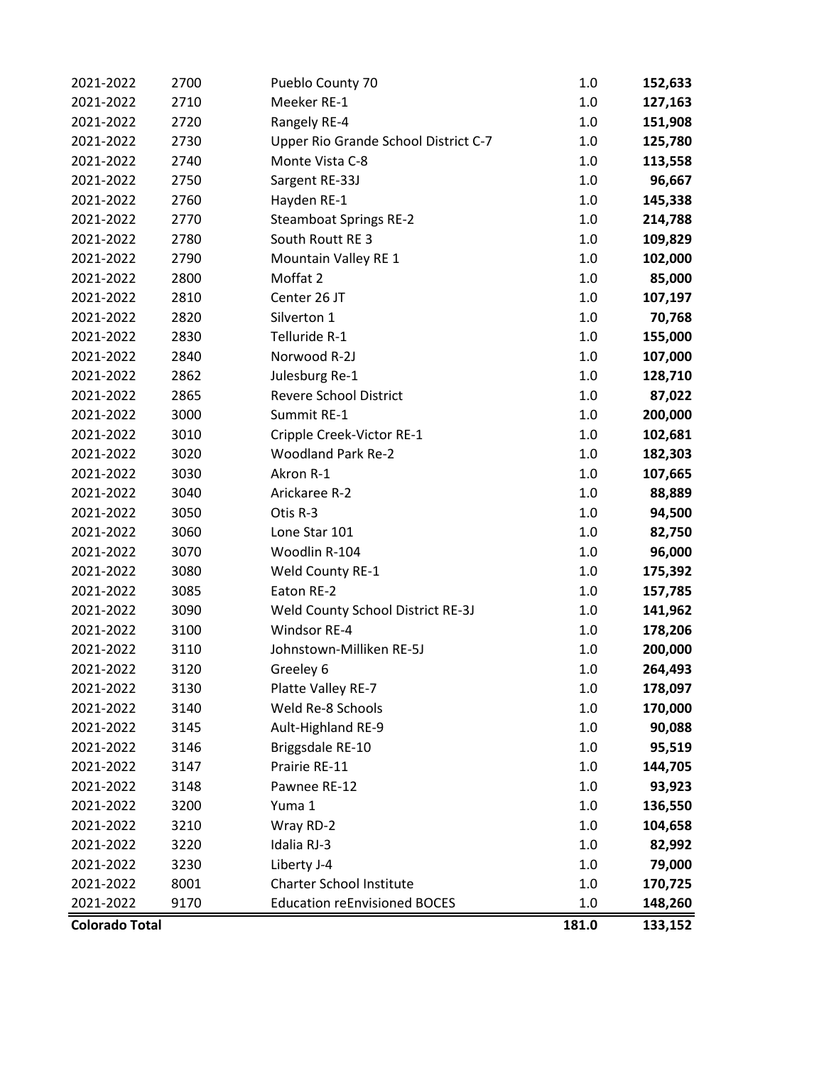| | | | | |
|---|---|---|---|---|
| 2021-2022 | 2700 | Pueblo County 70 | 1.0 | **152,633** |
| 2021-2022 | 2710 | Meeker RE-1 | 1.0 | **127,163** |
| 2021-2022 | 2720 | Rangely RE-4 | 1.0 | **151,908** |
| 2021-2022 | 2730 | Upper Rio Grande School District C-7 | 1.0 | **125,780** |
| 2021-2022 | 2740 | Monte Vista C-8 | 1.0 | **113,558** |
| 2021-2022 | 2750 | Sargent RE-33J | 1.0 | **96,667** |
| 2021-2022 | 2760 | Hayden RE-1 | 1.0 | **145,338** |
| 2021-2022 | 2770 | Steamboat Springs RE-2 | 1.0 | **214,788** |
| 2021-2022 | 2780 | South Routt RE 3 | 1.0 | **109,829** |
| 2021-2022 | 2790 | Mountain Valley RE 1 | 1.0 | **102,000** |
| 2021-2022 | 2800 | Moffat 2 | 1.0 | **85,000** |
| 2021-2022 | 2810 | Center 26 JT | 1.0 | **107,197** |
| 2021-2022 | 2820 | Silverton 1 | 1.0 | **70,768** |
| 2021-2022 | 2830 | Telluride R-1 | 1.0 | **155,000** |
| 2021-2022 | 2840 | Norwood R-2J | 1.0 | **107,000** |
| 2021-2022 | 2862 | Julesburg Re-1 | 1.0 | **128,710** |
| 2021-2022 | 2865 | Revere School District | 1.0 | **87,022** |
| 2021-2022 | 3000 | Summit RE-1 | 1.0 | **200,000** |
| 2021-2022 | 3010 | Cripple Creek-Victor RE-1 | 1.0 | **102,681** |
| 2021-2022 | 3020 | Woodland Park Re-2 | 1.0 | **182,303** |
| 2021-2022 | 3030 | Akron R-1 | 1.0 | **107,665** |
| 2021-2022 | 3040 | Arickaree R-2 | 1.0 | **88,889** |
| 2021-2022 | 3050 | Otis R-3 | 1.0 | **94,500** |
| 2021-2022 | 3060 | Lone Star 101 | 1.0 | **82,750** |
| 2021-2022 | 3070 | Woodlin R-104 | 1.0 | **96,000** |
| 2021-2022 | 3080 | Weld County RE-1 | 1.0 | **175,392** |
| 2021-2022 | 3085 | Eaton RE-2 | 1.0 | **157,785** |
| 2021-2022 | 3090 | Weld County School District RE-3J | 1.0 | **141,962** |
| 2021-2022 | 3100 | Windsor RE-4 | 1.0 | **178,206** |
| 2021-2022 | 3110 | Johnstown-Milliken RE-5J | 1.0 | **200,000** |
| 2021-2022 | 3120 | Greeley 6 | 1.0 | **264,493** |
| 2021-2022 | 3130 | Platte Valley RE-7 | 1.0 | **178,097** |
| 2021-2022 | 3140 | Weld Re-8 Schools | 1.0 | **170,000** |
| 2021-2022 | 3145 | Ault-Highland RE-9 | 1.0 | **90,088** |
| 2021-2022 | 3146 | Briggsdale RE-10 | 1.0 | **95,519** |
| 2021-2022 | 3147 | Prairie RE-11 | 1.0 | **144,705** |
| 2021-2022 | 3148 | Pawnee RE-12 | 1.0 | **93,923** |
| 2021-2022 | 3200 | Yuma 1 | 1.0 | **136,550** |
| 2021-2022 | 3210 | Wray RD-2 | 1.0 | **104,658** |
| 2021-2022 | 3220 | Idalia RJ-3 | 1.0 | **82,992** |
| 2021-2022 | 3230 | Liberty J-4 | 1.0 | **79,000** |
| 2021-2022 | 8001 | Charter School Institute | 1.0 | **170,725** |
| 2021-2022 | 9170 | Education reEnvisioned BOCES | 1.0 | **148,260** |
| **Colorado Total** | | | **181.0** | **133,152** |